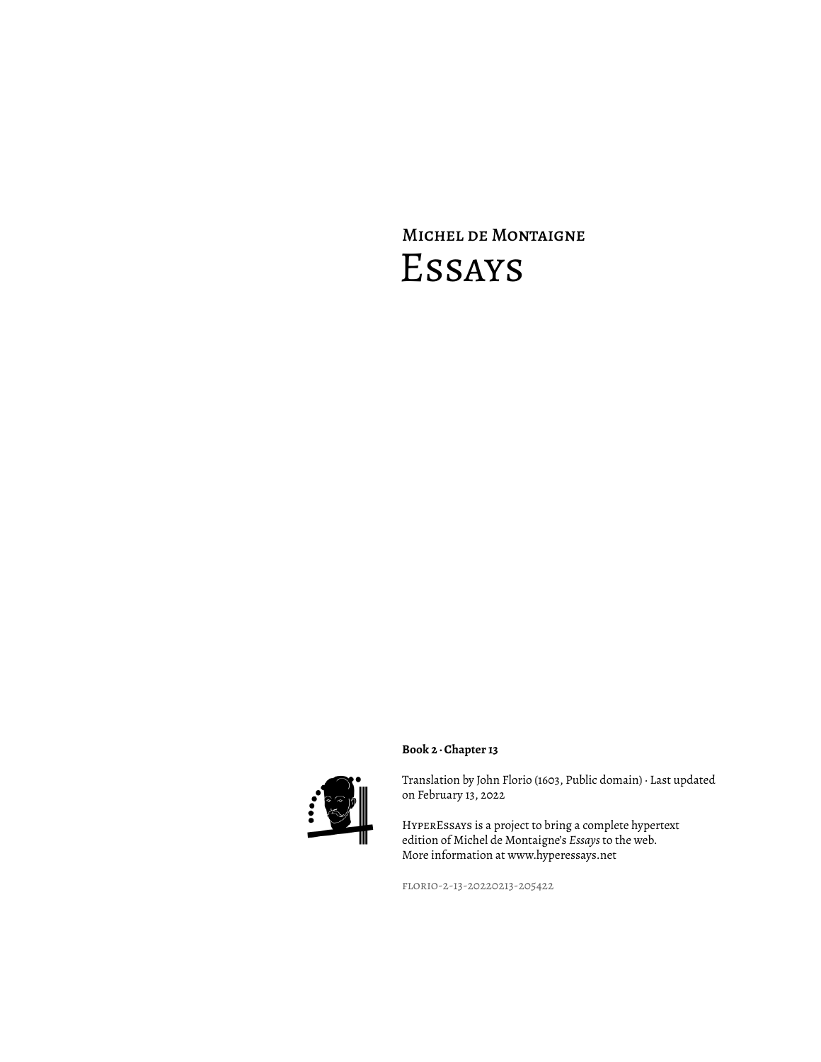Michel de Montaigne

# Essays

**Book 2 · Chapter 13**

Translation by John Florio (1603, Public domain) · Last updated on February 13, 2022

HyperEssays is a project to bring a complete hypertext edition of Michel de Montaigne's *Essays* to the web. More information at www.hyperessays.net

florio-2-13-20220213-205422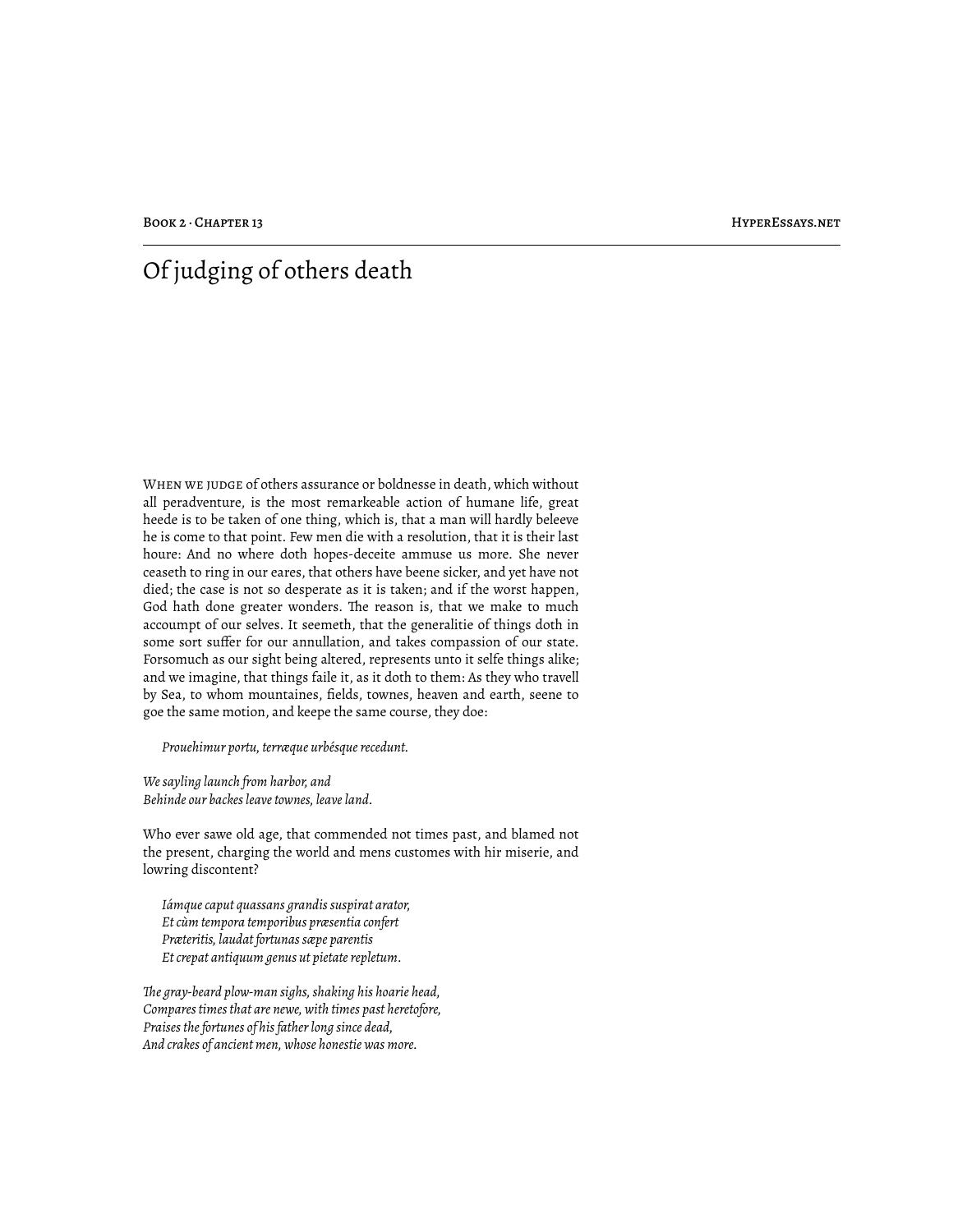# Of judging of others death

When we judge of others assurance or boldnesse in death, which without all peradventure, is the most remarkeable action of humane life, great heede is to be taken of one thing, which is, that a man will hardly beleeve he is come to that point. Few men die with a resolution, that it is their last houre: And no where doth hopes-deceite ammuse us more. She never ceaseth to ring in our eares, that others have beene sicker, and yet have not died; the case is not so desperate as it is taken; and if the worst happen, God hath done greater wonders. The reason is, that we make to much accoumpt of our selves. It seemeth, that the generalitie of things doth in some sort suffer for our annullation, and takes compassion of our state. Forsomuch as our sight being altered, represents unto it selfe things alike; and we imagine, that things faile it, as it doth to them: As they who travell by Sea, to whom mountaines, fields, townes, heaven and earth, seene to goe the same motion, and keepe the same course, they doe:

*Prouehimur portu, terræque urbésque recedunt.*

*We sayling launch from harbor, and*
*Behinde our backes leave townes, leave land.*

Who ever sawe old age, that commended not times past, and blamed not the present, charging the world and mens customes with hir miserie, and lowring discontent?

*Iámque caput quassans grandis suspirat arator,*
*Et cùm tempora temporibus præsentia confert*
*Præteritis, laudat fortunas sæpe parentis*
*Et crepat antiquum genus ut pietate repletum.*

*The gray-beard plow-man sighs, shaking his hoarie head,*
*Compares times that are newe, with times past heretofore,*
*Praises the fortunes of his father long since dead,*
*And crakes of ancient men, whose honestie was more.*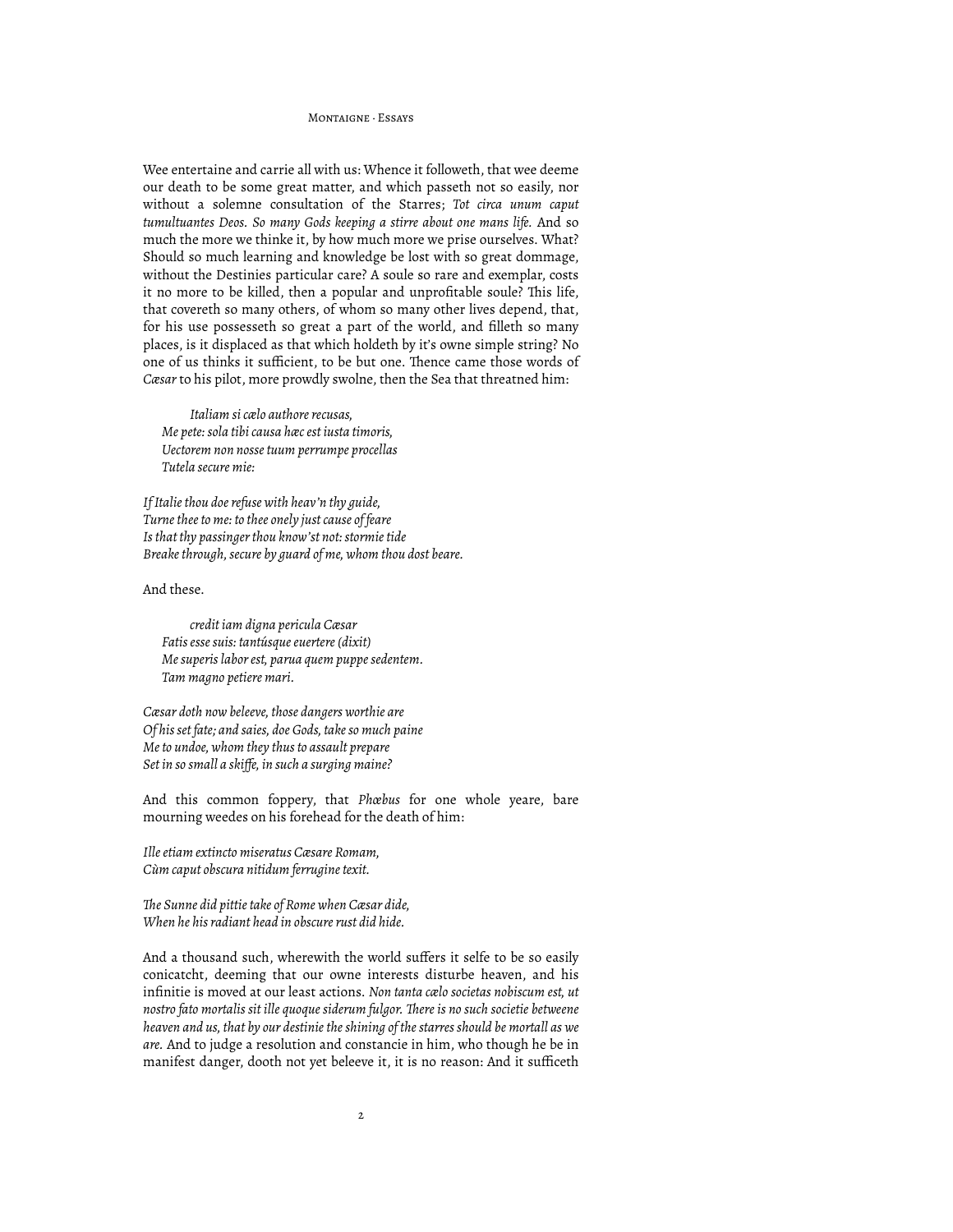Wee entertaine and carrie all with us: Whence it followeth, that wee deeme our death to be some great matter, and which passeth not so easily, nor without a solemne consultation of the Starres; *Tot circa unum caput tumultuantes Deos. So many Gods keeping a stirre about one mans life.* And so much the more we thinke it, by how much more we prise ourselves. What? Should so much learning and knowledge be lost with so great dommage, without the Destinies particular care? A soule so rare and exemplar, costs it no more to be killed, then a popular and unprofitable soule? This life, that covereth so many others, of whom so many other lives depend, that, for his use possesseth so great a part of the world, and filleth so many places, is it displaced as that which holdeth by it's owne simple string? No one of us thinks it sufficient, to be but one. Thence came those words of *Cæsar* to his pilot, more prowdly swolne, then the Sea that threatned him:

> *Italiam si cælo authore recusas,*
> *Me pete: sola tibi causa hæc est iusta timoris,*
> *Uectorem non nosse tuum perrumpe procellas*
> *Tutela secure mie:*

*If Italie thou doe refuse with heav'n thy guide,*
*Turne thee to me: to thee onely just cause of feare*
*Is that thy passinger thou know'st not: stormie tide*
*Breake through, secure by guard of me, whom thou dost beare.*

And these.

> *credit iam digna pericula Cæsar*
> *Fatis esse suis: tantúsque euertere (dixit)*
> *Me superis labor est, parua quem puppe sedentem.*
> *Tam magno petiere mari.*

*Cæsar doth now beleeve, those dangers worthie are*
*Of his set fate; and saies, doe Gods, take so much paine*
*Me to undoe, whom they thus to assault prepare*
*Set in so small a skiffe, in such a surging maine?*

And this common foppery, that *Phœbus* for one whole yeare, bare mourning weedes on his forehead for the death of him:

*Ille etiam extincto miseratus Cæsare Romam,*
*Cùm caput obscura nitidum ferrugine texit.*

*The Sunne did pittie take of Rome when Cæsar dide,*
*When he his radiant head in obscure rust did hide.*

And a thousand such, wherewith the world suffers it selfe to be so easily conicatcht, deeming that our owne interests disturbe heaven, and his infinitie is moved at our least actions. *Non tanta cælo societas nobiscum est, ut nostro fato mortalis sit ille quoque siderum fulgor. There is no such societie betweene heaven and us, that by our destinie the shining of the starres should be mortall as we are.* And to judge a resolution and constancie in him, who though he be in manifest danger, dooth not yet beleeve it, it is no reason: And it sufficeth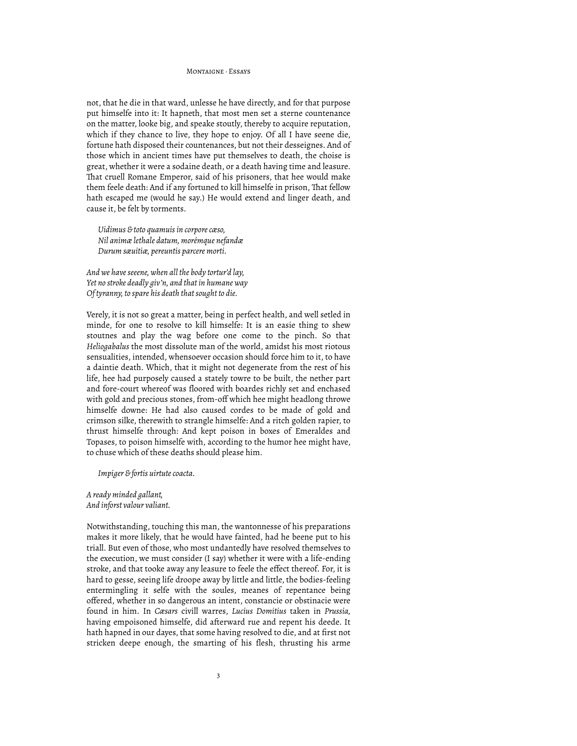not, that he die in that ward, unlesse he have directly, and for that purpose put himselfe into it: It hapneth, that most men set a sterne countenance on the matter, looke big, and speake stoutly, thereby to acquire reputation, which if they chance to live, they hope to enjoy. Of all I have seene die, fortune hath disposed their countenances, but not their desseignes. And of those which in ancient times have put themselves to death, the choise is great, whether it were a sodaine death, or a death having time and leasure. That cruell Romane Emperor, said of his prisoners, that hee would make them feele death: And if any fortuned to kill himselfe in prison, That fellow hath escaped me (would he say.) He would extend and linger death, and cause it, be felt by torments.

> *Uidimus & toto quamuis in corpore cæso,*
> *Nil animæ lethale datum, morémque nefandæ*
> *Durum sæuitiæ, pereuntis parcere morti.*

*And we have seeene, when all the body tortur'd lay,*
*Yet no stroke deadly giv'n, and that in humane way*
*Of tyranny, to spare his death that sought to die.*

Verely, it is not so great a matter, being in perfect health, and well setled in minde, for one to resolve to kill himselfe: It is an easie thing to shew stoutnes and play the wag before one come to the pinch. So that *Heliogabalus* the most dissolute man of the world, amidst his most riotous sensualities, intended, whensoever occasion should force him to it, to have a daintie death. Which, that it might not degenerate from the rest of his life, hee had purposely caused a stately towre to be built, the nether part and fore-court whereof was floored with boardes richly set and enchased with gold and precious stones, from-off which hee might headlong throwe himselfe downe: He had also caused cordes to be made of gold and crimson silke, therewith to strangle himselfe: And a ritch golden rapier, to thrust himselfe through: And kept poison in boxes of Emeraldes and Topases, to poison himselfe with, according to the humor hee might have, to chuse which of these deaths should please him.

> *Impiger & fortis uirtute coacta.*

*A ready minded gallant,*
*And inforst valour valiant.*

Notwithstanding, touching this man, the wantonnesse of his preparations makes it more likely, that he would have fainted, had he beene put to his triall. But even of those, who most undantedly have resolved themselves to the execution, we must consider (I say) whether it were with a life-ending stroke, and that tooke away any leasure to feele the effect thereof. For, it is hard to gesse, seeing life droope away by little and little, the bodies-feeling entermingling it selfe with the soules, meanes of repentance being offered, whether in so dangerous an intent, constancie or obstinacie were found in him. In *Cæsars* civill warres, *Lucius Domitius* taken in *Prussia*, having empoisoned himselfe, did afterward rue and repent his deede. It hath hapned in our dayes, that some having resolved to die, and at first not stricken deepe enough, the smarting of his flesh, thrusting his arme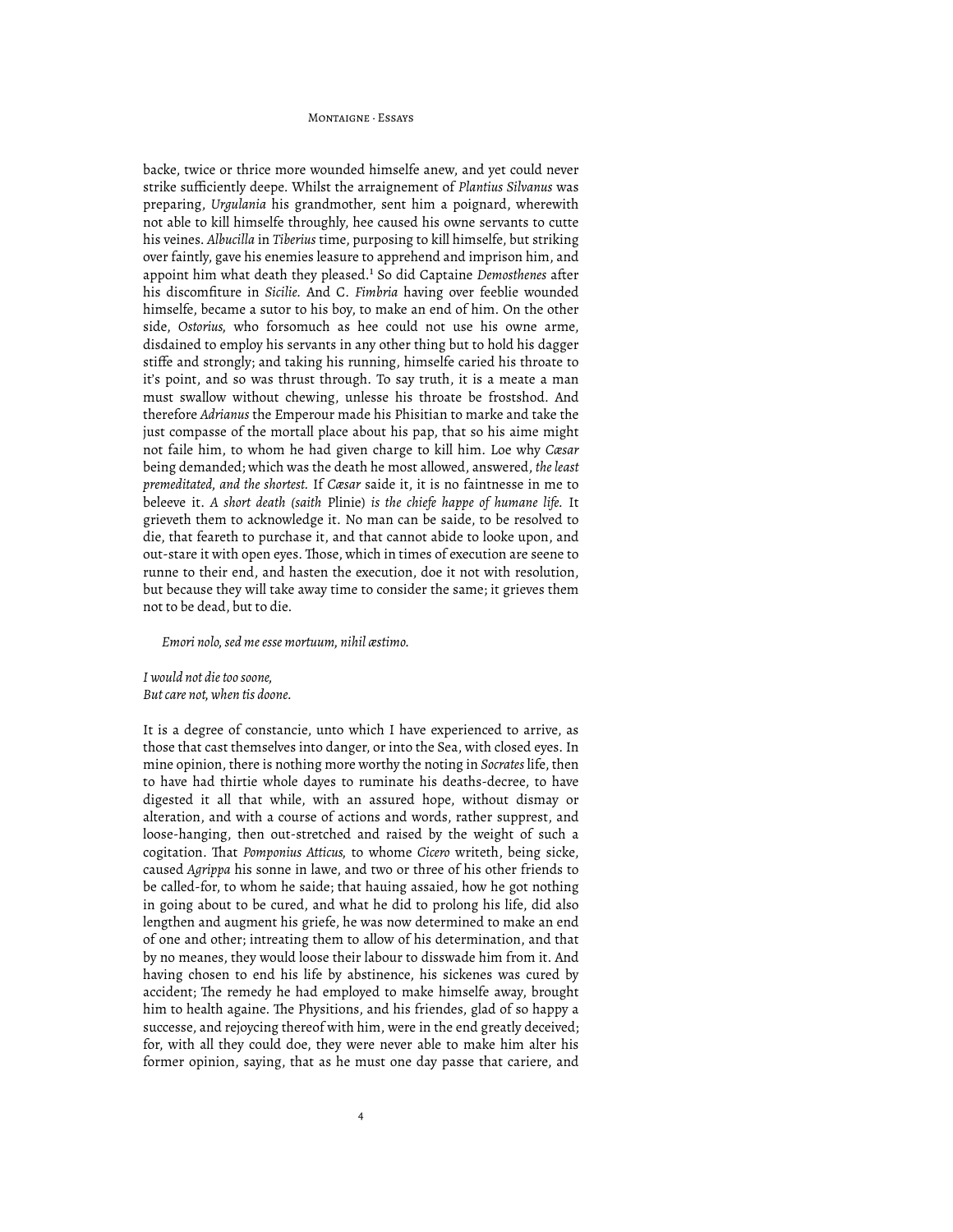backe, twice or thrice more wounded himselfe anew, and yet could never strike sufficiently deepe. Whilst the arraignement of *Plantius Silvanus* was preparing, *Urgulania* his grandmother, sent him a poignard, wherewith not able to kill himselfe throughly, hee caused his owne servants to cutte his veines. *Albucilla* in *Tiberius* time, purposing to kill himselfe, but striking over faintly, gave his enemies leasure to apprehend and imprison him, and appoint him what death they pleased.[1] So did Captaine *Demosthenes* after his discomfiture in *Sicilie*. And C. *Fimbria* having over feeblie wounded himselfe, became a sutor to his boy, to make an end of him. On the other side, *Ostorius*, who forsomuch as hee could not use his owne arme, disdained to employ his servants in any other thing but to hold his dagger stiffe and strongly; and taking his running, himselfe caried his throate to it's point, and so was thrust through. To say truth, it is a meate a man must swallow without chewing, unlesse his throate be frostshod. And therefore *Adrianus* the Emperour made his Phisitian to marke and take the just compasse of the mortall place about his pap, that so his aime might not faile him, to whom he had given charge to kill him. Loe why *Cæsar* being demanded; which was the death he most allowed, answered, *the least premeditated, and the shortest.* If *Cæsar* saide it, it is no faintnesse in me to beleeve it. *A short death (saith* Plinie*) is the chiefe happe of humane life.* It grieveth them to acknowledge it. No man can be saide, to be resolved to die, that feareth to purchase it, and that cannot abide to looke upon, and out-stare it with open eyes. Those, which in times of execution are seene to runne to their end, and hasten the execution, doe it not with resolution, but because they will take away time to consider the same; it grieves them not to be dead, but to die.

> *Emori nolo, sed me esse mortuum, nihil æstimo.*

*I would not die too soone,*
*But care not, when tis doone.*

It is a degree of constancie, unto which I have experienced to arrive, as those that cast themselves into danger, or into the Sea, with closed eyes. In mine opinion, there is nothing more worthy the noting in *Socrates* life, then to have had thirtie whole dayes to ruminate his deaths-decree, to have digested it all that while, with an assured hope, without dismay or alteration, and with a course of actions and words, rather supprest, and loose-hanging, then out-stretched and raised by the weight of such a cogitation. That *Pomponius Atticus,* to whome *Cicero* writeth, being sicke, caused *Agrippa* his sonne in lawe, and two or three of his other friends to be called-for, to whom he saide; that hauing assaied, how he got nothing in going about to be cured, and what he did to prolong his life, did also lengthen and augment his griefe, he was now determined to make an end of one and other; intreating them to allow of his determination, and that by no meanes, they would loose their labour to disswade him from it. And having chosen to end his life by abstinence, his sickenes was cured by accident; The remedy he had employed to make himselfe away, brought him to health againe. The Physitions, and his friendes, glad of so happy a successe, and rejoycing thereof with him, were in the end greatly deceived; for, with all they could doe, they were never able to make him alter his former opinion, saying, that as he must one day passe that cariere, and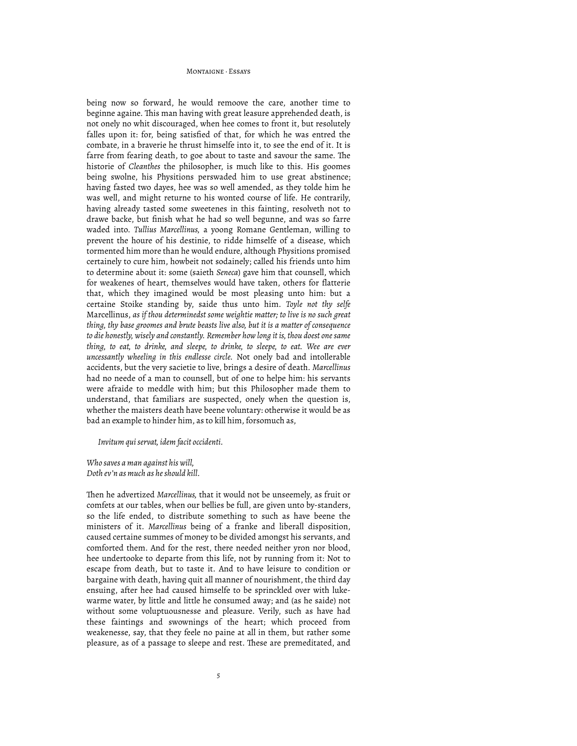being now so forward, he would remoove the care, another time to beginne againe. This man having with great leasure apprehended death, is not onely no whit discouraged, when hee comes to front it, but resolutely falles upon it: for, being satisfied of that, for which he was entred the combate, in a braverie he thrust himselfe into it, to see the end of it. It is farre from fearing death, to goe about to taste and savour the same. The historie of *Cleanthes* the philosopher, is much like to this. His goomes being swolne, his Physitions perswaded him to use great abstinence; having fasted two dayes, hee was so well amended, as they tolde him he was well, and might returne to his wonted course of life. He contrarily, having already tasted some sweetenes in this fainting, resolveth not to drawe backe, but finish what he had so well begunne, and was so farre waded into. *Tullius Marcellinus,* a yoong Romane Gentleman, willing to prevent the houre of his destinie, to ridde himselfe of a disease, which tormented him more than he would endure, although Physitions promised certainely to cure him, howbeit not sodainely; called his friends unto him to determine about it: some (saieth *Seneca*) gave him that counsell, which for weakenes of heart, themselves would have taken, others for flatterie that, which they imagined would be most pleasing unto him: but a certaine Stoike standing by, saide thus unto him. *Toyle not thy selfe* Marcellinus, *as if thou determinedst some weightie matter; to live is no such great thing, thy base groomes and brute beasts live also, but it is a matter of consequence to die honestly, wisely and constantly. Remember how long it is, thou doest one same thing, to eat, to drinke, and sleepe, to drinke, to sleepe, to eat. Wee are ever uncessantly wheeling in this endlesse circle.* Not onely bad and intollerable accidents, but the very sacietie to live, brings a desire of death. *Marcellinus* had no neede of a man to counsell, but of one to helpe him: his servants were afraide to meddle with him; but this Philosopher made them to understand, that familiars are suspected, onely when the question is, whether the maisters death have beene voluntary: otherwise it would be as bad an example to hinder him, as to kill him, forsomuch as,

*Invitum qui servat, idem facit occidenti.*

*Who saves a man against his will,*
*Doth ev'n as much as he should kill.*

Then he advertized *Marcellinus,* that it would not be unseemely, as fruit or comfets at our tables, when our bellies be full, are given unto by-standers, so the life ended, to distribute something to such as have beene the ministers of it. *Marcellinus* being of a franke and liberall disposition, caused certaine summes of money to be divided amongst his servants, and comforted them. And for the rest, there needed neither yron nor blood, hee undertooke to departe from this life, not by running from it: Not to escape from death, but to taste it. And to have leisure to condition or bargaine with death, having quit all manner of nourishment, the third day ensuing, after hee had caused himselfe to be sprinckled over with luke-warme water, by little and little he consumed away; and (as he saide) not without some voluptuousnesse and pleasure. Verily, such as have had these faintings and swownings of the heart; which proceed from weakenesse, say, that they feele no paine at all in them, but rather some pleasure, as of a passage to sleepe and rest. These are premeditated, and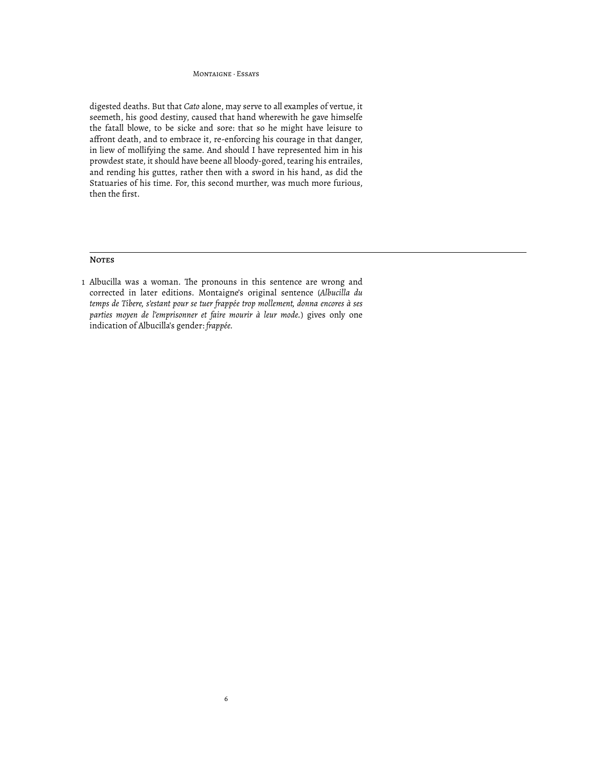digested deaths. But that *Cato* alone, may serve to all examples of vertue, it seemeth, his good destiny, caused that hand wherewith he gave himselfe the fatall blowe, to be sicke and sore: that so he might have leisure to affront death, and to embrace it, re-enforcing his courage in that danger, in liew of mollifying the same. And should I have represented him in his prowdest state, it should have beene all bloody-gored, tearing his entrailes, and rending his guttes, rather then with a sword in his hand, as did the Statuaries of his time. For, this second murther, was much more furious, then the first.

---

## Notes

1. Albucilla was a woman. The pronouns in this sentence are wrong and corrected in later editions. Montaigne's original sentence (*Albucilla du temps de Tibere, s'estant pour se tuer frappée trop mollement, donna encores à ses parties moyen de l'emprisonner et faire mourir à leur mode.*) gives only one indication of Albucilla's gender: *frappée.*